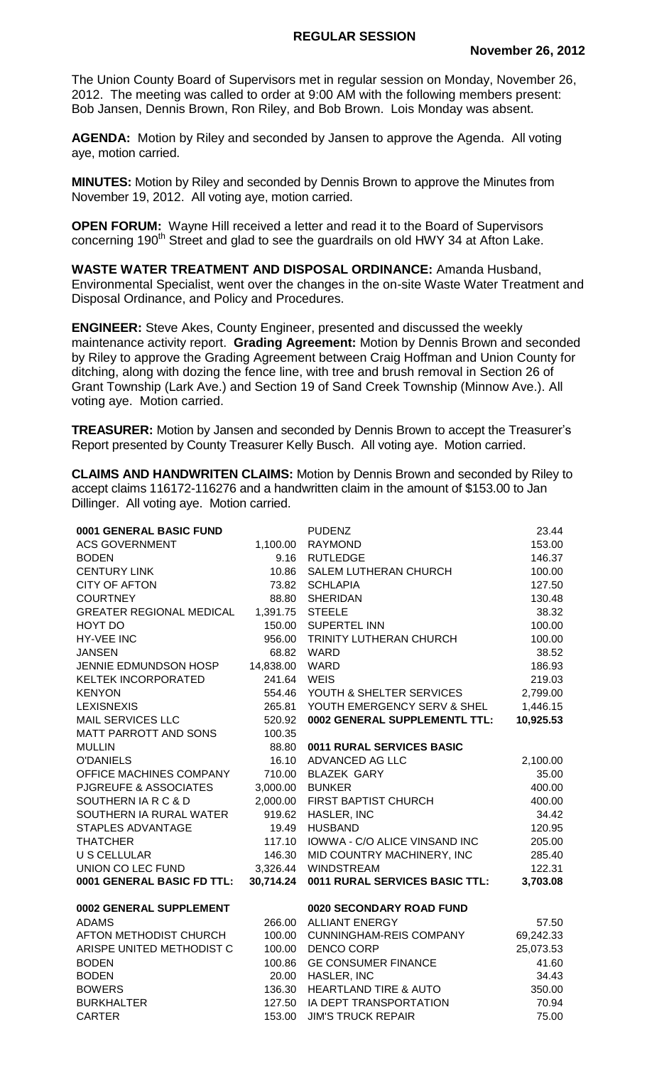# REGULAR SESSION

**November 26, 2012**

The Union County Board of Supervisors met in regular session on Monday, November 26, 2012. The meeting was called to order at 9:00 AM with the following members present: Bob Jansen, Dennis Brown, Ron Riley, and Bob Brown. Lois Monday was absent.

**AGENDA:** Motion by Riley and seconded by Jansen to approve the Agenda. All voting aye, motion carried.

**MINUTES:** Motion by Riley and seconded by Dennis Brown to approve the Minutes from November 19, 2012. All voting aye, motion carried.

**OPEN FORUM:** Wayne Hill received a letter and read it to the Board of Supervisors concerning 190th Street and glad to see the guardrails on old HWY 34 at Afton Lake.

**WASTE WATER TREATMENT AND DISPOSAL ORDINANCE:** Amanda Husband, Environmental Specialist, went over the changes in the on-site Waste Water Treatment and Disposal Ordinance, and Policy and Procedures.

**ENGINEER:** Steve Akes, County Engineer, presented and discussed the weekly maintenance activity report. **Grading Agreement:** Motion by Dennis Brown and seconded by Riley to approve the Grading Agreement between Craig Hoffman and Union County for ditching, along with dozing the fence line, with tree and brush removal in Section 26 of Grant Township (Lark Ave.) and Section 19 of Sand Creek Township (Minnow Ave.). All voting aye. Motion carried.

**TREASURER:** Motion by Jansen and seconded by Dennis Brown to accept the Treasurer's Report presented by County Treasurer Kelly Busch. All voting aye. Motion carried.

**CLAIMS AND HANDWRITEN CLAIMS:** Motion by Dennis Brown and seconded by Riley to accept claims 116172-116276 and a handwritten claim in the amount of $153.00 to Jan Dillinger. All voting aye. Motion carried.

| | | | |
|---|---|---|---|
| **0001 GENERAL BASIC FUND** | | PUDENZ | 23.44 |
| ACS GOVERNMENT | 1,100.00 | RAYMOND | 153.00 |
| BODEN | 9.16 | RUTLEDGE | 146.37 |
| CENTURY LINK | 10.86 | SALEM LUTHERAN CHURCH | 100.00 |
| CITY OF AFTON | 73.82 | SCHLAPIA | 127.50 |
| COURTNEY | 88.80 | SHERIDAN | 130.48 |
| GREATER REGIONAL MEDICAL | 1,391.75 | STEELE | 38.32 |
| HOYT DO | 150.00 | SUPERTEL INN | 100.00 |
| HY-VEE INC | 956.00 | TRINITY LUTHERAN CHURCH | 100.00 |
| JANSEN | 68.82 | WARD | 38.52 |
| JENNIE EDMUNDSON HOSP | 14,838.00 | WARD | 186.93 |
| KELTEK INCORPORATED | 241.64 | WEIS | 219.03 |
| KENYON | 554.46 | YOUTH & SHELTER SERVICES | 2,799.00 |
| LEXISNEXIS | 265.81 | YOUTH EMERGENCY SERV & SHEL | 1,446.15 |
| MAIL SERVICES LLC | 520.92 | **0002 GENERAL SUPPLEMENTL TTL:** | **10,925.53** |
| MATT PARROTT AND SONS | 100.35 | | |
| MULLIN | 88.80 | **0011 RURAL SERVICES BASIC** | |
| O'DANIELS | 16.10 | ADVANCED AG LLC | 2,100.00 |
| OFFICE MACHINES COMPANY | 710.00 | BLAZEK GARY | 35.00 |
| PJGREUFE & ASSOCIATES | 3,000.00 | BUNKER | 400.00 |
| SOUTHERN IA R C & D | 2,000.00 | FIRST BAPTIST CHURCH | 400.00 |
| SOUTHERN IA RURAL WATER | 919.62 | HASLER, INC | 34.42 |
| STAPLES ADVANTAGE | 19.49 | HUSBAND | 120.95 |
| THATCHER | 117.10 | IOWWA - C/O ALICE VINSAND INC | 205.00 |
| U S CELLULAR | 146.30 | MID COUNTRY MACHINERY, INC | 285.40 |
| UNION CO LEC FUND | 3,326.44 | WINDSTREAM | 122.31 |
| **0001 GENERAL BASIC FD TTL:** | **30,714.24** | **0011 RURAL SERVICES BASIC TTL:** | **3,703.08** |
| | | | |
| **0002 GENERAL SUPPLEMENT** | | **0020 SECONDARY ROAD FUND** | |
| ADAMS | 266.00 | ALLIANT ENERGY | 57.50 |
| AFTON METHODIST CHURCH | 100.00 | CUNNINGHAM-REIS COMPANY | 69,242.33 |
| ARISPE UNITED METHODIST C | 100.00 | DENCO CORP | 25,073.53 |
| BODEN | 100.86 | GE CONSUMER FINANCE | 41.60 |
| BODEN | 20.00 | HASLER, INC | 34.43 |
| BOWERS | 136.30 | HEARTLAND TIRE & AUTO | 350.00 |
| BURKHALTER | 127.50 | IA DEPT TRANSPORTATION | 70.94 |
| CARTER | 153.00 | JIM'S TRUCK REPAIR | 75.00 |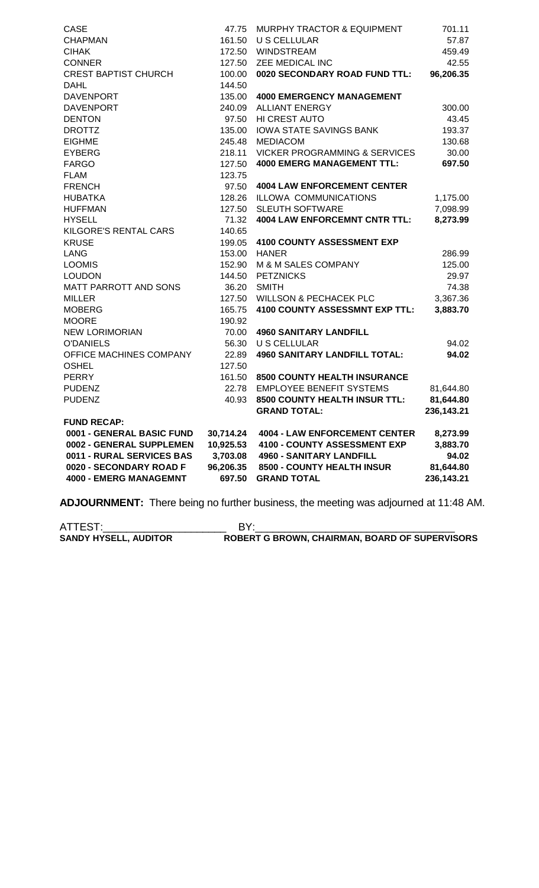| | | | |
|---|---|---|---|
| CASE | 47.75 | MURPHY TRACTOR & EQUIPMENT | 701.11 |
| CHAPMAN | 161.50 | U S CELLULAR | 57.87 |
| CIHAK | 172.50 | WINDSTREAM | 459.49 |
| CONNER | 127.50 | ZEE MEDICAL INC | 42.55 |
| CREST BAPTIST CHURCH | 100.00 | **0020 SECONDARY ROAD FUND TTL:** | **96,206.35** |
| DAHL | 144.50 | | |
| DAVENPORT | 135.00 | **4000 EMERGENCY MANAGEMENT** | |
| DAVENPORT | 240.09 | ALLIANT ENERGY | 300.00 |
| DENTON | 97.50 | HI CREST AUTO | 43.45 |
| DROTTZ | 135.00 | IOWA STATE SAVINGS BANK | 193.37 |
| EIGHME | 245.48 | MEDIACOM | 130.68 |
| EYBERG | 218.11 | VICKER PROGRAMMING & SERVICES | 30.00 |
| FARGO | 127.50 | **4000 EMERG MANAGEMENT TTL:** | **697.50** |
| FLAM | 123.75 | | |
| FRENCH | 97.50 | **4004 LAW ENFORCEMENT CENTER** | |
| HUBATKA | 128.26 | ILLOWA COMMUNICATIONS | 1,175.00 |
| HUFFMAN | 127.50 | SLEUTH SOFTWARE | 7,098.99 |
| HYSELL | 71.32 | **4004 LAW ENFORCEMNT CNTR TTL:** | **8,273.99** |
| KILGORE'S RENTAL CARS | 140.65 | | |
| KRUSE | 199.05 | **4100 COUNTY ASSESSMENT EXP** | |
| LANG | 153.00 | HANER | 286.99 |
| LOOMIS | 152.90 | M & M SALES COMPANY | 125.00 |
| LOUDON | 144.50 | PETZNICKS | 29.97 |
| MATT PARROTT AND SONS | 36.20 | SMITH | 74.38 |
| MILLER | 127.50 | WILLSON & PECHACEK PLC | 3,367.36 |
| MOBERG | 165.75 | **4100 COUNTY ASSESSMNT EXP TTL:** | **3,883.70** |
| MOORE | 190.92 | | |
| NEW LORIMORIAN | 70.00 | **4960 SANITARY LANDFILL** | |
| O'DANIELS | 56.30 | U S CELLULAR | 94.02 |
| OFFICE MACHINES COMPANY | 22.89 | **4960 SANITARY LANDFILL TOTAL:** | **94.02** |
| OSHEL | 127.50 | | |
| PERRY | 161.50 | **8500 COUNTY HEALTH INSURANCE** | |
| PUDENZ | 22.78 | EMPLOYEE BENEFIT SYSTEMS | 81,644.80 |
| PUDENZ | 40.93 | **8500 COUNTY HEALTH INSUR TTL:** | **81,644.80** |
| | | **GRAND TOTAL:** | **236,143.21** |
| **FUND RECAP:** | | | |
| **0001 - GENERAL BASIC FUND** | **30,714.24** | **4004 - LAW ENFORCEMENT CENTER** | **8,273.99** |
| **0002 - GENERAL SUPPLEMEN** | **10,925.53** | **4100 - COUNTY ASSESSMENT EXP** | **3,883.70** |
| **0011 - RURAL SERVICES BAS** | **3,703.08** | **4960 - SANITARY LANDFILL** | **94.02** |
| **0020 - SECONDARY ROAD F** | **96,206.35** | **8500 - COUNTY HEALTH INSUR** | **81,644.80** |
| **4000 - EMERG MANAGEMNT** | **697.50** | **GRAND TOTAL** | **236,143.21** |

**ADJOURNMENT:** There being no further business, the meeting was adjourned at 11:48 AM.

ATTEST:\_\_\_\_\_\_\_\_\_\_\_\_\_\_\_\_\_\_\_\_\_ BY:\_\_\_\_\_\_\_\_\_\_\_\_\_\_\_\_\_\_\_\_\_\_\_\_\_\_\_\_\_\_\_\_\_\_\_

**SANDY HYSELL, AUDITOR** **ROBERT G BROWN, CHAIRMAN, BOARD OF SUPERVISORS**